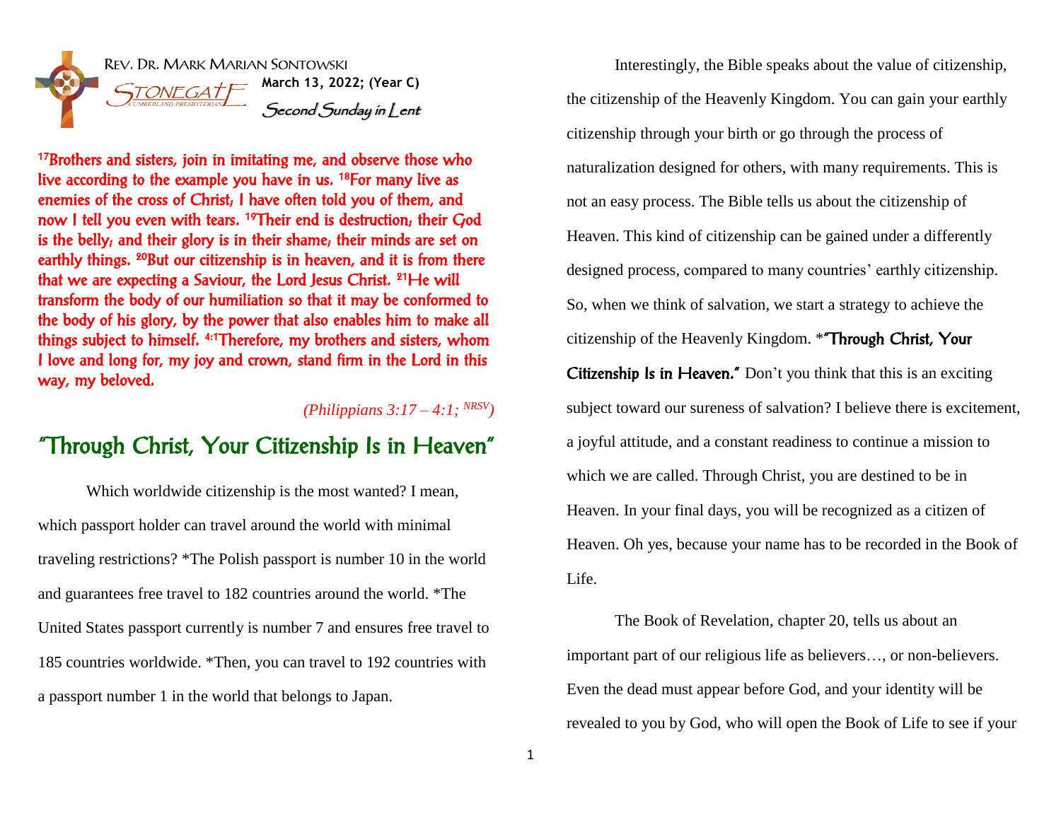REV. DR. MARK MARIAN SONTOWSKI

STONEGATE CUMBERLAND PRESBYTERIAN

**March 13, 2022; (Year C)**

*Second Sunday in Lent*

17Brothers and sisters, join in imitating me, and observe those who live according to the example you have in us. 18For many live as enemies of the cross of Christ; I have often told you of them, and now I tell you even with tears. 19Their end is destruction; their God is the belly; and their glory is in their shame; their minds are set on earthly things. 20But our citizenship is in heaven, and it is from there that we are expecting a Saviour, the Lord Jesus Christ. 21He will transform the body of our humiliation so that it may be conformed to the body of his glory, by the power that also enables him to make all things subject to himself. 4:1Therefore, my brothers and sisters, whom I love and long for, my joy and crown, stand firm in the Lord in this way, my beloved.

*(Philippians 3:17 – 4:1; NRSV)*

# "Through Christ, Your Citizenship Is in Heaven"

Which worldwide citizenship is the most wanted? I mean, which passport holder can travel around the world with minimal traveling restrictions? *The Polish passport is number 10 in the world and guarantees free travel to 182 countries around the world. *The United States passport currently is number 7 and ensures free travel to 185 countries worldwide. *Then, you can travel to 192 countries with a passport number 1 in the world that belongs to Japan.

Interestingly, the Bible speaks about the value of citizenship, the citizenship of the Heavenly Kingdom. You can gain your earthly citizenship through your birth or go through the process of naturalization designed for others, with many requirements. This is not an easy process. The Bible tells us about the citizenship of Heaven. This kind of citizenship can be gained under a differently designed process, compared to many countries' earthly citizenship. So, when we think of salvation, we start a strategy to achieve the citizenship of the Heavenly Kingdom. ***"Through Christ, Your Citizenship Is in Heaven."** Don't you think that this is an exciting subject toward our sureness of salvation? I believe there is excitement, a joyful attitude, and a constant readiness to continue a mission to which we are called. Through Christ, you are destined to be in Heaven. In your final days, you will be recognized as a citizen of Heaven. Oh yes, because your name has to be recorded in the Book of Life.

The Book of Revelation, chapter 20, tells us about an important part of our religious life as believers…, or non-believers. Even the dead must appear before God, and your identity will be revealed to you by God, who will open the Book of Life to see if your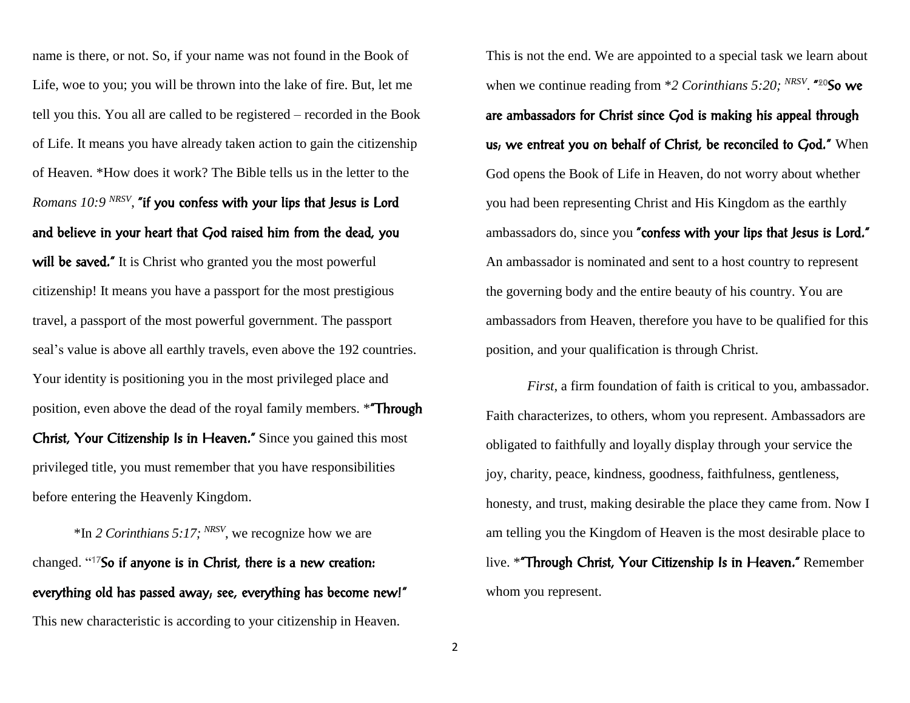name is there, or not. So, if your name was not found in the Book of Life, woe to you; you will be thrown into the lake of fire. But, let me tell you this. You all are called to be registered – recorded in the Book of Life. It means you have already taken action to gain the citizenship of Heaven. *How does it work? The Bible tells us in the letter to the *Romans 10:9* [NRSV], **"if you confess with your lips that Jesus is Lord and believe in your heart that God raised him from the dead, you will be saved."** It is Christ who granted you the most powerful citizenship! It means you have a passport for the most prestigious travel, a passport of the most powerful government. The passport seal's value is above all earthly travels, even above the 192 countries. Your identity is positioning you in the most privileged place and position, even above the dead of the royal family members. ***"Through Christ, Your Citizenship Is in Heaven."** Since you gained this most privileged title, you must remember that you have responsibilities before entering the Heavenly Kingdom.

*In *2 Corinthians 5:17;* [NRSV], we recognize how we are changed. "[17]**So if anyone is in Christ, there is a new creation: everything old has passed away; see, everything has become new!"** This new characteristic is according to your citizenship in Heaven.

This is not the end. We are appointed to a special task we learn about when we continue reading from **2 Corinthians 5:20;* [NRSV]. **"[20]So we are ambassadors for Christ since God is making his appeal through us; we entreat you on behalf of Christ, be reconciled to God."** When God opens the Book of Life in Heaven, do not worry about whether you had been representing Christ and His Kingdom as the earthly ambassadors do, since you **"confess with your lips that Jesus is Lord."** An ambassador is nominated and sent to a host country to represent the governing body and the entire beauty of his country. You are ambassadors from Heaven, therefore you have to be qualified for this position, and your qualification is through Christ.

*First*, a firm foundation of faith is critical to you, ambassador. Faith characterizes, to others, whom you represent. Ambassadors are obligated to faithfully and loyally display through your service the joy, charity, peace, kindness, goodness, faithfulness, gentleness, honesty, and trust, making desirable the place they came from. Now I am telling you the Kingdom of Heaven is the most desirable place to live. ***"Through Christ, Your Citizenship Is in Heaven."** Remember whom you represent.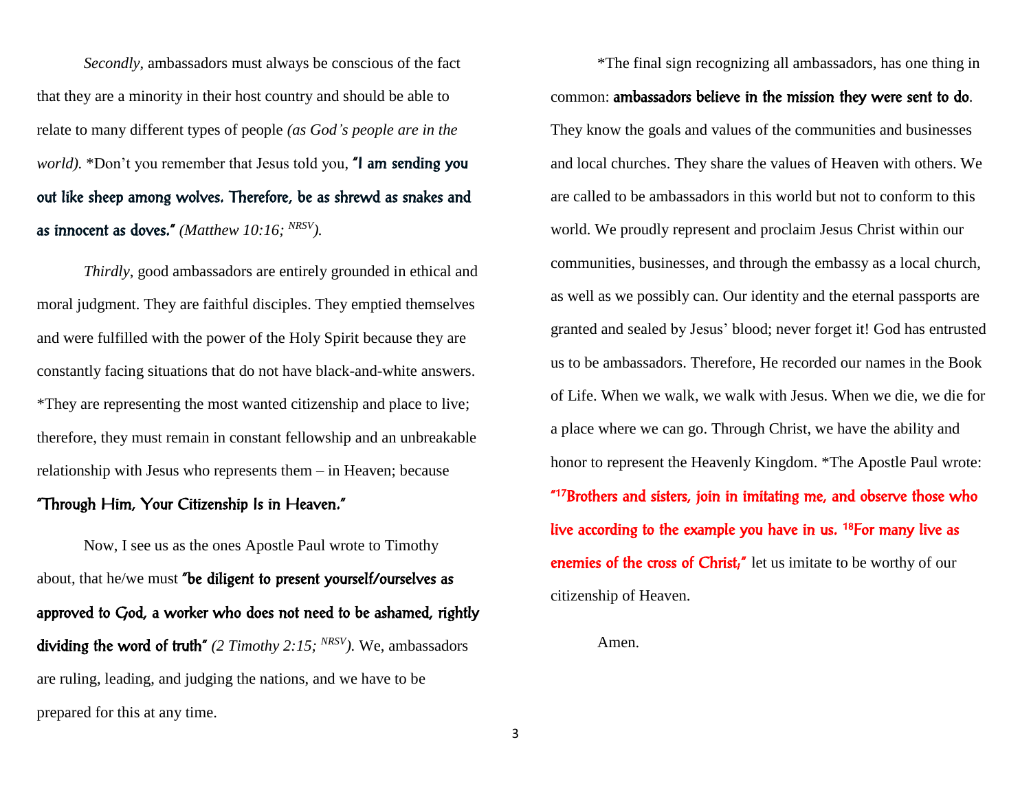*Secondly*, ambassadors must always be conscious of the fact that they are a minority in their host country and should be able to relate to many different types of people *(as God's people are in the world).* *Don't you remember that Jesus told you, **"I am sending you out like sheep among wolves. Therefore, be as shrewd as snakes and as innocent as doves."** *(Matthew 10:16; NRSV).*

*Thirdly*, good ambassadors are entirely grounded in ethical and moral judgment. They are faithful disciples. They emptied themselves and were fulfilled with the power of the Holy Spirit because they are constantly facing situations that do not have black-and-white answers. *They are representing the most wanted citizenship and place to live; therefore, they must remain in constant fellowship and an unbreakable relationship with Jesus who represents them – in Heaven; because **"Through Him, Your Citizenship Is in Heaven."**

Now, I see us as the ones Apostle Paul wrote to Timothy about, that he/we must **"be diligent to present yourself/ourselves as approved to God, a worker who does not need to be ashamed, rightly dividing the word of truth"** *(2 Timothy 2:15; NRSV).* We, ambassadors are ruling, leading, and judging the nations, and we have to be prepared for this at any time.

*The final sign recognizing all ambassadors, has one thing in common: **ambassadors believe in the mission they were sent to do**. They know the goals and values of the communities and businesses and local churches. They share the values of Heaven with others. We are called to be ambassadors in this world but not to conform to this world. We proudly represent and proclaim Jesus Christ within our communities, businesses, and through the embassy as a local church, as well as we possibly can. Our identity and the eternal passports are granted and sealed by Jesus' blood; never forget it! God has entrusted us to be ambassadors. Therefore, He recorded our names in the Book of Life. When we walk, we walk with Jesus. When we die, we die for a place where we can go. Through Christ, we have the ability and honor to represent the Heavenly Kingdom. *The Apostle Paul wrote: **"[17]Brothers and sisters, join in imitating me, and observe those who live according to the example you have in us. [18]For many live as enemies of the cross of Christ;"** let us imitate to be worthy of our citizenship of Heaven.

Amen.